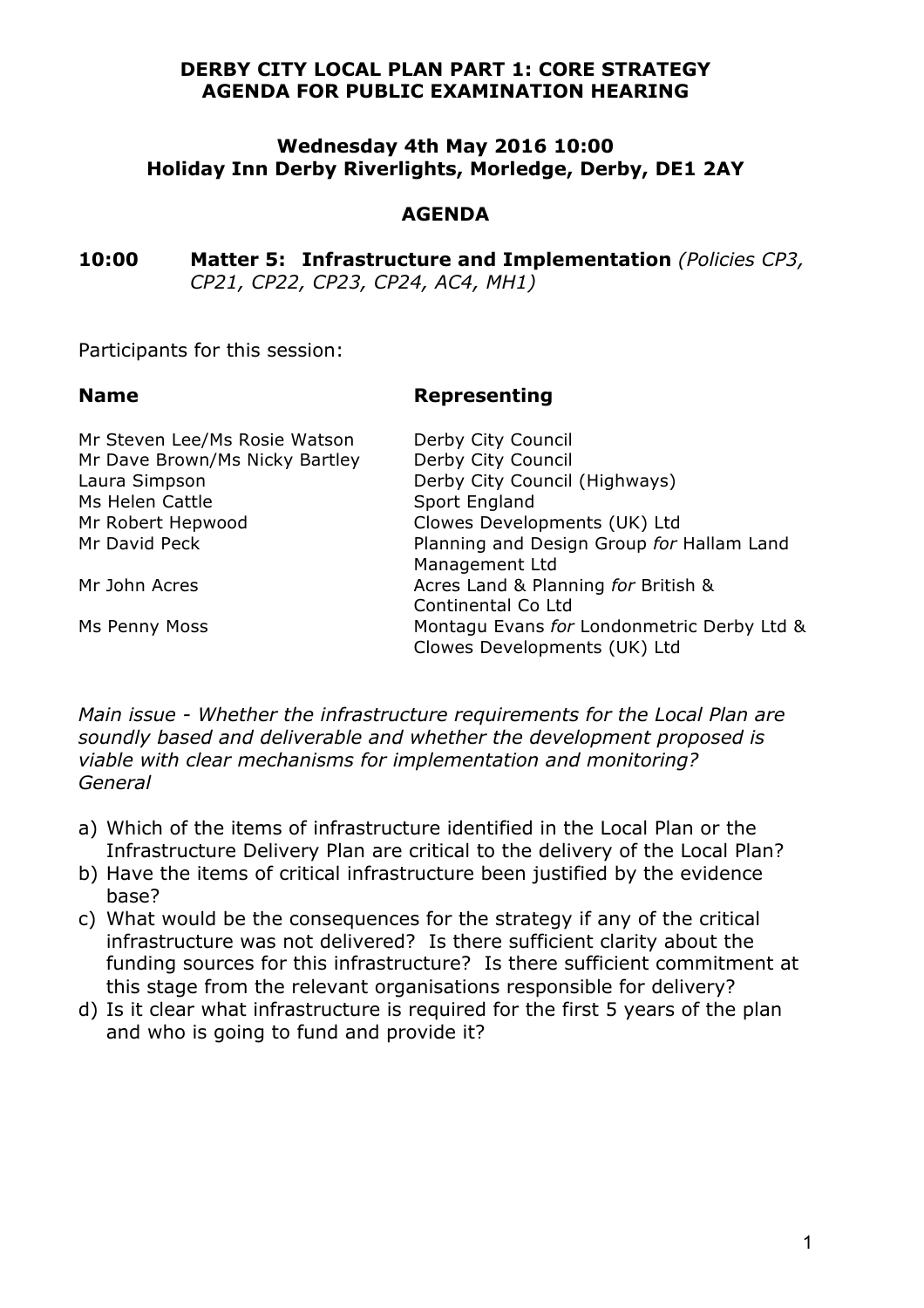# DERBY CITY LOCAL PLAN PART 1: CORE STRATEGY
# AGENDA FOR PUBLIC EXAMINATION HEARING

## Wednesday 4th May 2016 10:00
## Holiday Inn Derby Riverlights, Morledge, Derby, DE1 2AY

## AGENDA

**10:00 Matter 5: Infrastructure and Implementation** *(Policies CP3, CP21, CP22, CP23, CP24, AC4, MH1)*

Participants for this session:

| Name | Representing |
|---|---|
| Mr Steven Lee/Ms Rosie Watson | Derby City Council |
| Mr Dave Brown/Ms Nicky Bartley | Derby City Council |
| Laura Simpson | Derby City Council (Highways) |
| Ms Helen Cattle | Sport England |
| Mr Robert Hepwood | Clowes Developments (UK) Ltd |
| Mr David Peck | Planning and Design Group *for* Hallam Land Management Ltd |
| Mr John Acres | Acres Land & Planning *for* British & Continental Co Ltd |
| Ms Penny Moss | Montagu Evans *for* Londonmetric Derby Ltd & Clowes Developments (UK) Ltd |

*Main issue - Whether the infrastructure requirements for the Local Plan are soundly based and deliverable and whether the development proposed is viable with clear mechanisms for implementation and monitoring?*
*General*

a) Which of the items of infrastructure identified in the Local Plan or the Infrastructure Delivery Plan are critical to the delivery of the Local Plan?
b) Have the items of critical infrastructure been justified by the evidence base?
c) What would be the consequences for the strategy if any of the critical infrastructure was not delivered? Is there sufficient clarity about the funding sources for this infrastructure? Is there sufficient commitment at this stage from the relevant organisations responsible for delivery?
d) Is it clear what infrastructure is required for the first 5 years of the plan and who is going to fund and provide it?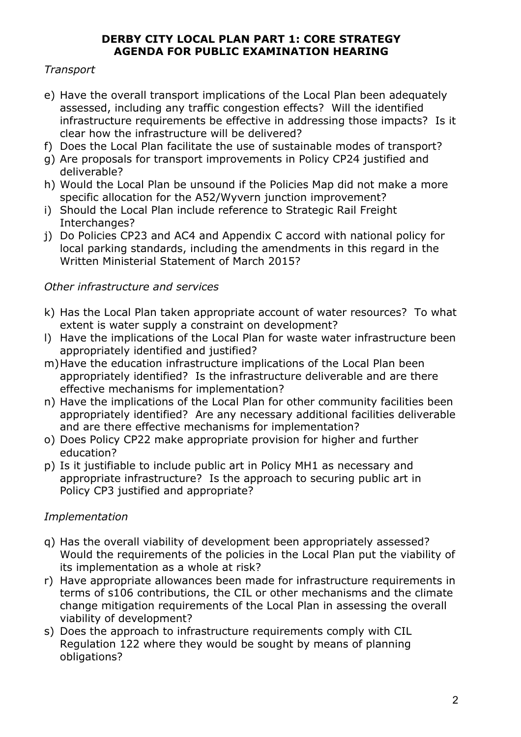**DERBY CITY LOCAL PLAN PART 1: CORE STRATEGY**
**AGENDA FOR PUBLIC EXAMINATION HEARING**

*Transport*

e) Have the overall transport implications of the Local Plan been adequately assessed, including any traffic congestion effects? Will the identified infrastructure requirements be effective in addressing those impacts? Is it clear how the infrastructure will be delivered?
f) Does the Local Plan facilitate the use of sustainable modes of transport?
g) Are proposals for transport improvements in Policy CP24 justified and deliverable?
h) Would the Local Plan be unsound if the Policies Map did not make a more specific allocation for the A52/Wyvern junction improvement?
i) Should the Local Plan include reference to Strategic Rail Freight Interchanges?
j) Do Policies CP23 and AC4 and Appendix C accord with national policy for local parking standards, including the amendments in this regard in the Written Ministerial Statement of March 2015?

*Other infrastructure and services*

k) Has the Local Plan taken appropriate account of water resources? To what extent is water supply a constraint on development?
l) Have the implications of the Local Plan for waste water infrastructure been appropriately identified and justified?
m) Have the education infrastructure implications of the Local Plan been appropriately identified? Is the infrastructure deliverable and are there effective mechanisms for implementation?
n) Have the implications of the Local Plan for other community facilities been appropriately identified? Are any necessary additional facilities deliverable and are there effective mechanisms for implementation?
o) Does Policy CP22 make appropriate provision for higher and further education?
p) Is it justifiable to include public art in Policy MH1 as necessary and appropriate infrastructure? Is the approach to securing public art in Policy CP3 justified and appropriate?

*Implementation*

q) Has the overall viability of development been appropriately assessed? Would the requirements of the policies in the Local Plan put the viability of its implementation as a whole at risk?
r) Have appropriate allowances been made for infrastructure requirements in terms of s106 contributions, the CIL or other mechanisms and the climate change mitigation requirements of the Local Plan in assessing the overall viability of development?
s) Does the approach to infrastructure requirements comply with CIL Regulation 122 where they would be sought by means of planning obligations?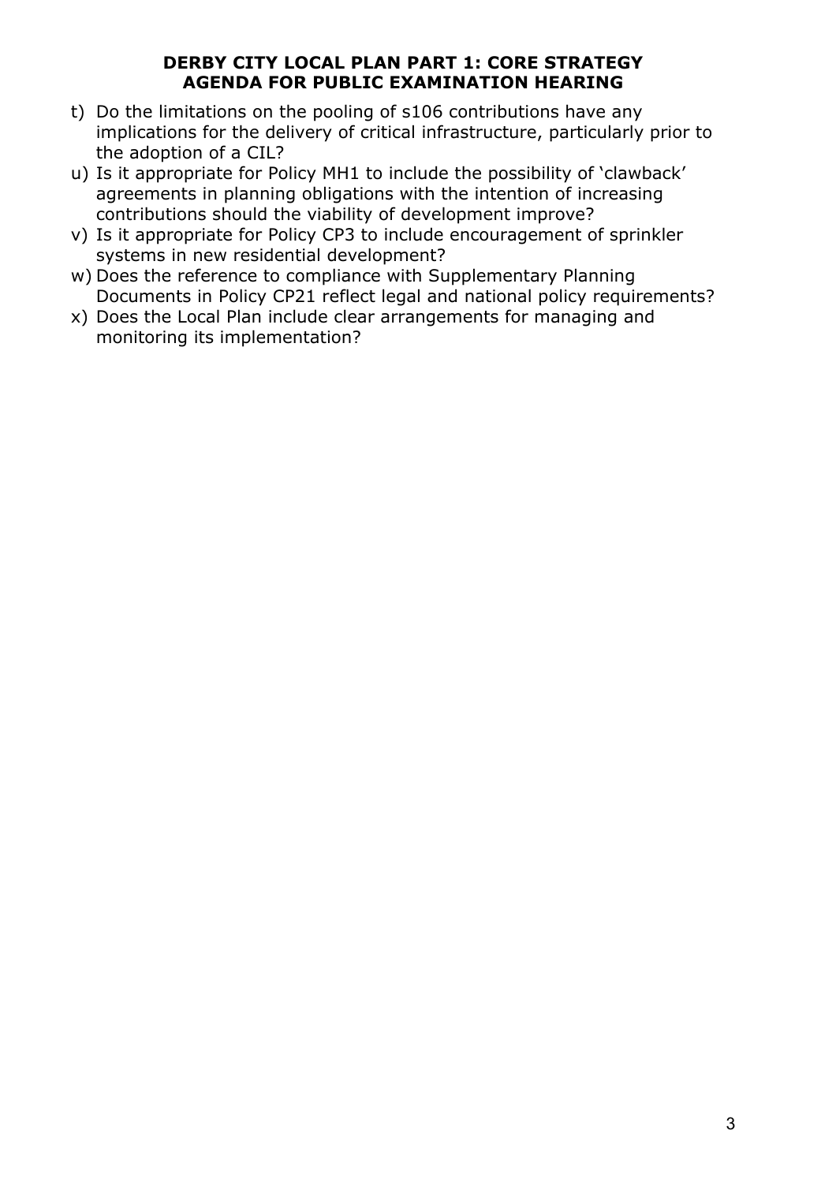t) Do the limitations on the pooling of s106 contributions have any implications for the delivery of critical infrastructure, particularly prior to the adoption of a CIL?
u) Is it appropriate for Policy MH1 to include the possibility of 'clawback' agreements in planning obligations with the intention of increasing contributions should the viability of development improve?
v) Is it appropriate for Policy CP3 to include encouragement of sprinkler systems in new residential development?
w) Does the reference to compliance with Supplementary Planning Documents in Policy CP21 reflect legal and national policy requirements?
x) Does the Local Plan include clear arrangements for managing and monitoring its implementation?